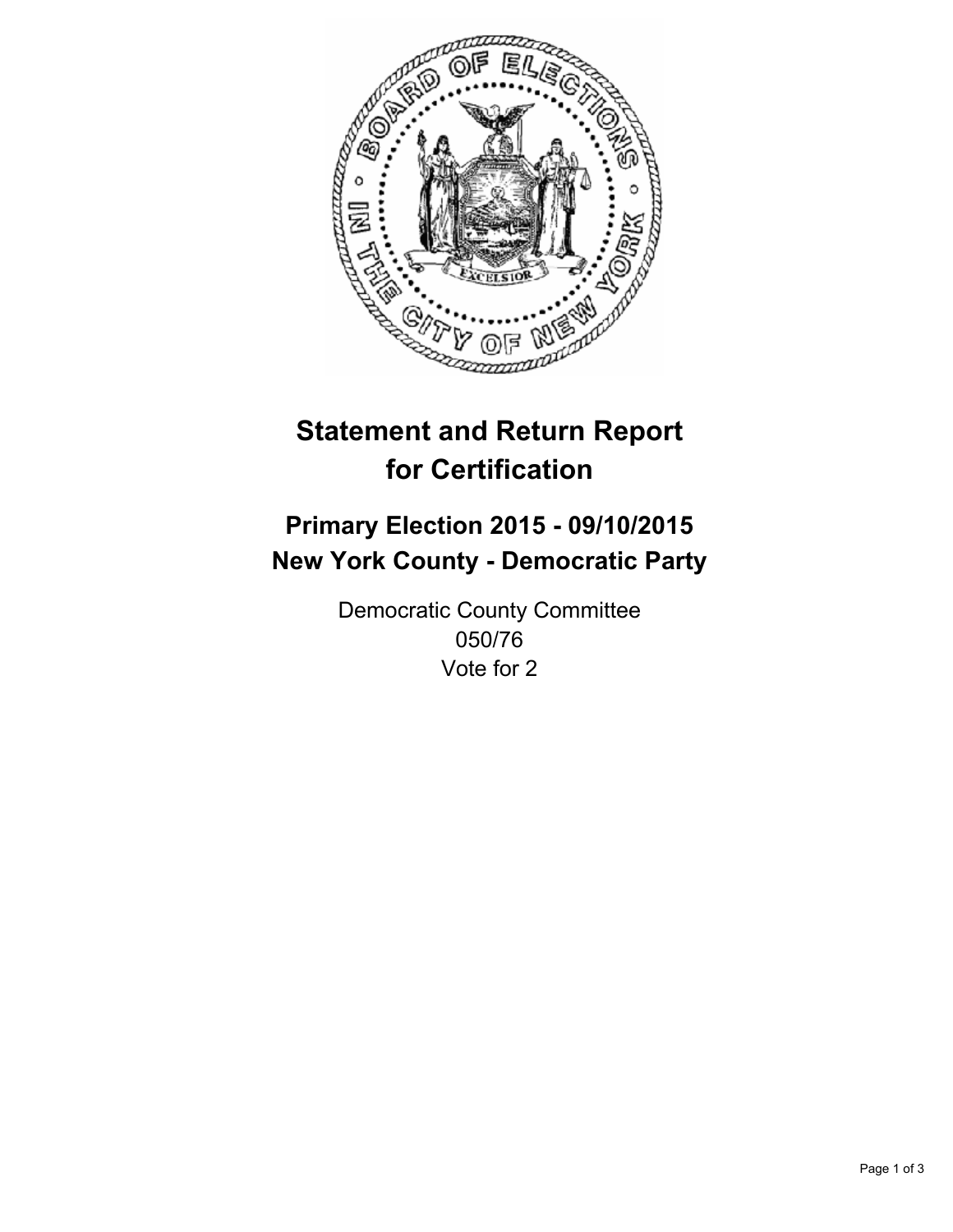# Statement and Return Report for Certification

## Primary Election 2015 - 09/10/2015
## New York County - Democratic Party

Democratic County Committee
050/76
Vote for 2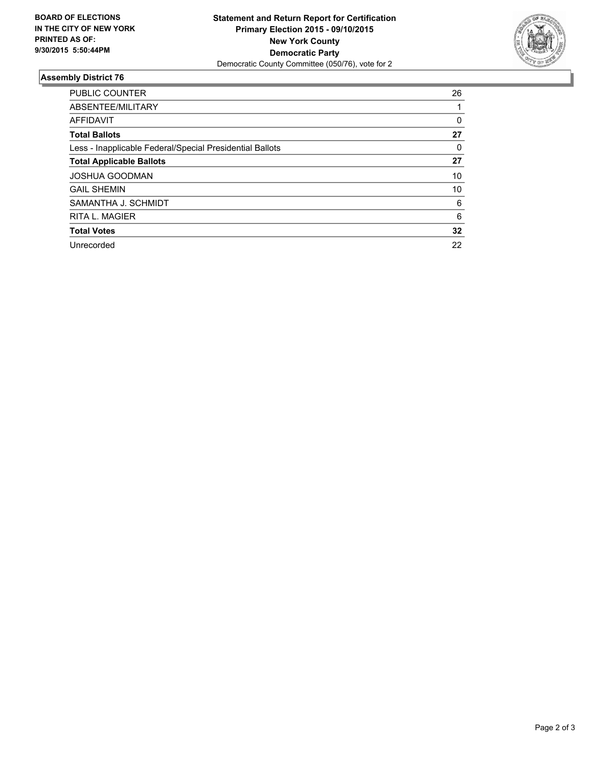**BOARD OF ELECTIONS**
**IN THE CITY OF NEW YORK**
**PRINTED AS OF:**
**9/30/2015 5:50:44PM**

**Statement and Return Report for Certification**
**Primary Election 2015 - 09/10/2015**
**New York County**
**Democratic Party**
Democratic County Committee (050/76), vote for 2

## Assembly District 76

| | |
|---|---|
| PUBLIC COUNTER | 26 |
| ABSENTEE/MILITARY | 1 |
| AFFIDAVIT | 0 |
| **Total Ballots** | **27** |
| Less - Inapplicable Federal/Special Presidential Ballots | 0 |
| **Total Applicable Ballots** | **27** |
| JOSHUA GOODMAN | 10 |
| GAIL SHEMIN | 10 |
| SAMANTHA J. SCHMIDT | 6 |
| RITA L. MAGIER | 6 |
| **Total Votes** | **32** |
| Unrecorded | 22 |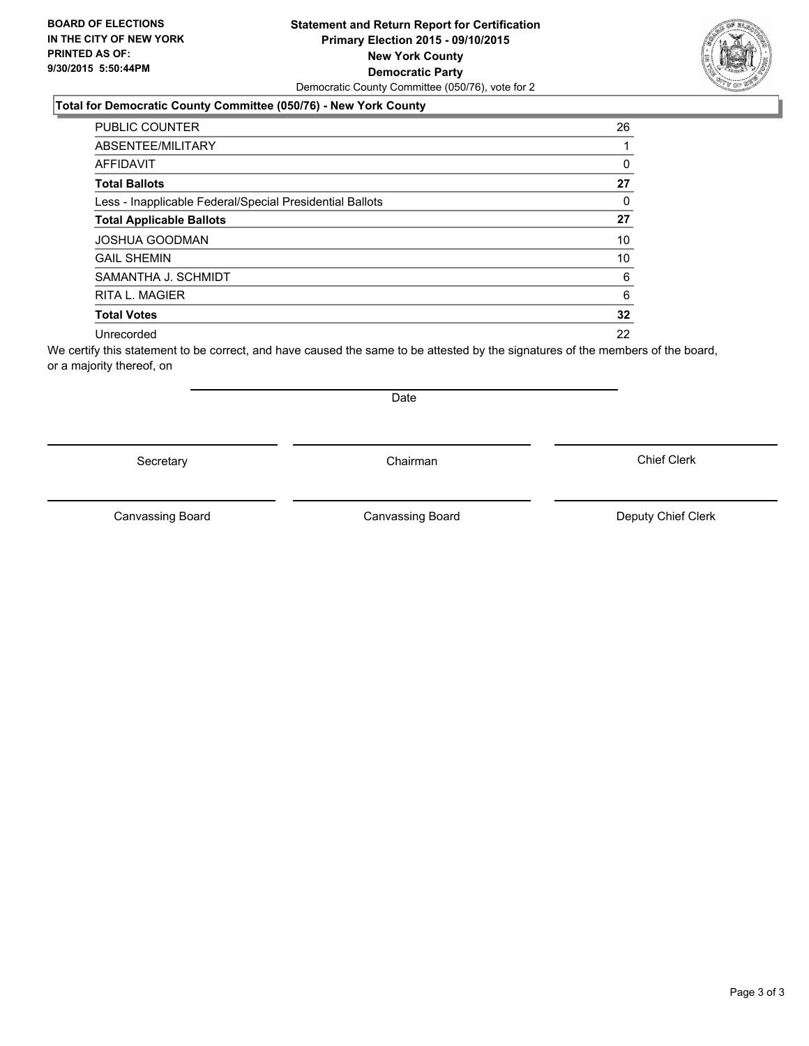**BOARD OF ELECTIONS IN THE CITY OF NEW YORK PRINTED AS OF: 9/30/2015 5:50:44PM**

**Statement and Return Report for Certification**
**Primary Election 2015 - 09/10/2015**
**New York County**
**Democratic Party**
Democratic County Committee (050/76), vote for 2

### Total for Democratic County Committee (050/76) - New York County

| | |
|---|---|
| PUBLIC COUNTER | 26 |
| ABSENTEE/MILITARY | 1 |
| AFFIDAVIT | 0 |
| **Total Ballots** | **27** |
| Less - Inapplicable Federal/Special Presidential Ballots | 0 |
| **Total Applicable Ballots** | **27** |
| JOSHUA GOODMAN | 10 |
| GAIL SHEMIN | 10 |
| SAMANTHA J. SCHMIDT | 6 |
| RITA L. MAGIER | 6 |
| **Total Votes** | **32** |
| Unrecorded | 22 |

We certify this statement to be correct, and have caused the same to be attested by the signatures of the members of the board, or a majority thereof, on

Date

Secretary

Chairman

Chief Clerk

Canvassing Board

Canvassing Board

Deputy Chief Clerk